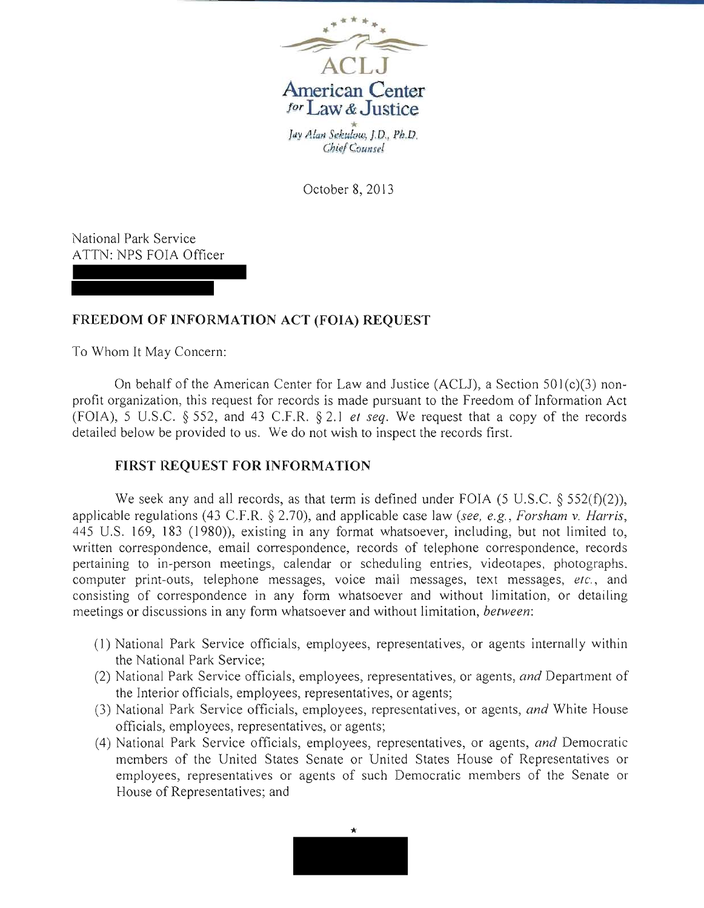ACLJ
American Center
*for* Law & Justice

*Jay Alan Sekulow, J.D., Ph.D.*
*Chief Counsel*

October 8, 2013

National Park Service
ATTN: NPS FOIA Officer

**FREEDOM OF INFORMATION ACT (FOIA) REQUEST**

To Whom It May Concern:

On behalf of the American Center for Law and Justice (ACLJ), a Section 501(c)(3) non-profit organization, this request for records is made pursuant to the Freedom of Information Act (FOIA), 5 U.S.C. § 552, and 43 C.F.R. § 2.1 *et seq.* We request that a copy of the records detailed below be provided to us. We do not wish to inspect the records first.

**FIRST REQUEST FOR INFORMATION**

We seek any and all records, as that term is defined under FOIA (5 U.S.C. § 552(f)(2)), applicable regulations (43 C.F.R. § 2.70), and applicable case law (*see, e.g., Forsham v. Harris*, 445 U.S. 169, 183 (1980)), existing in any format whatsoever, including, but not limited to, written correspondence, email correspondence, records of telephone correspondence, records pertaining to in-person meetings, calendar or scheduling entries, videotapes, photographs, computer print-outs, telephone messages, voice mail messages, text messages, *etc.*, and consisting of correspondence in any form whatsoever and without limitation, or detailing meetings or discussions in any form whatsoever and without limitation, *between*:

(1) National Park Service officials, employees, representatives, or agents internally within the National Park Service;
(2) National Park Service officials, employees, representatives, or agents, *and* Department of the Interior officials, employees, representatives, or agents;
(3) National Park Service officials, employees, representatives, or agents, *and* White House officials, employees, representatives, or agents;
(4) National Park Service officials, employees, representatives, or agents, *and* Democratic members of the United States Senate or United States House of Representatives or employees, representatives or agents of such Democratic members of the Senate or House of Representatives; and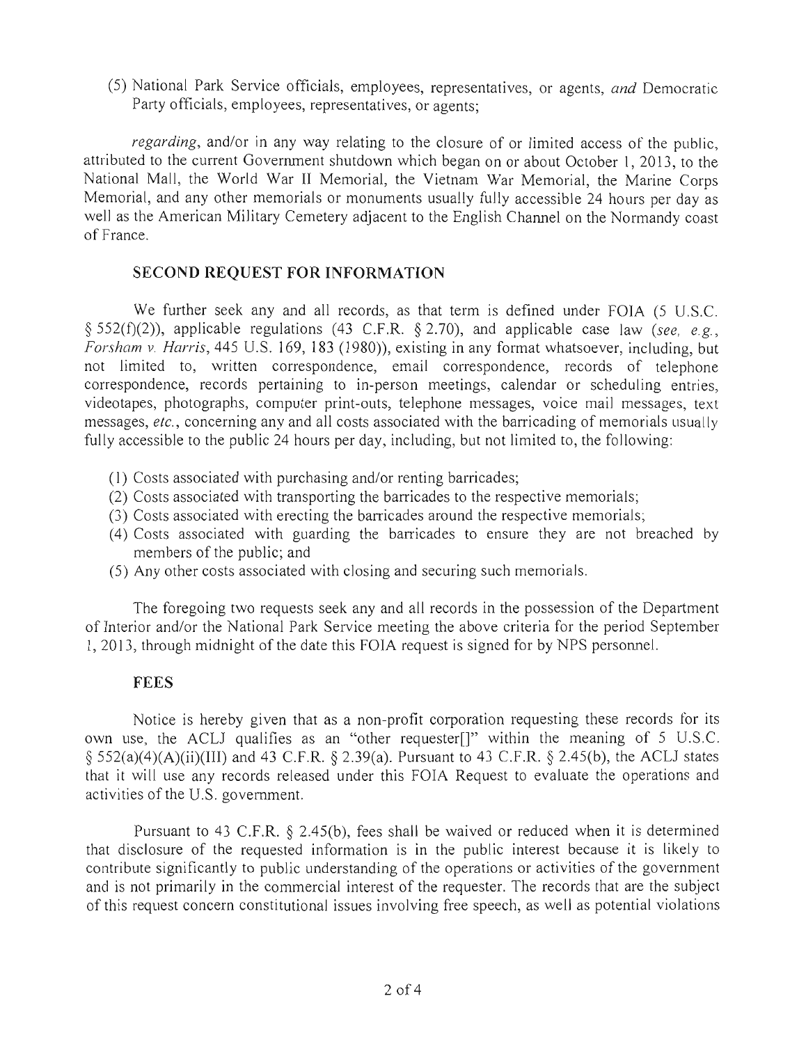(5) National Park Service officials, employees, representatives, or agents, *and* Democratic Party officials, employees, representatives, or agents;

*regarding*, and/or in any way relating to the closure of or limited access of the public, attributed to the current Government shutdown which began on or about October 1, 2013, to the National Mall, the World War II Memorial, the Vietnam War Memorial, the Marine Corps Memorial, and any other memorials or monuments usually fully accessible 24 hours per day as well as the American Military Cemetery adjacent to the English Channel on the Normandy coast of France.

## SECOND REQUEST FOR INFORMATION

We further seek any and all records, as that term is defined under FOIA (5 U.S.C. § 552(f)(2)), applicable regulations (43 C.F.R. § 2.70), and applicable case law (*see, e.g.*, *Forsham v. Harris*, 445 U.S. 169, 183 (1980)), existing in any format whatsoever, including, but not limited to, written correspondence, email correspondence, records of telephone correspondence, records pertaining to in-person meetings, calendar or scheduling entries, videotapes, photographs, computer print-outs, telephone messages, voice mail messages, text messages, *etc.*, concerning any and all costs associated with the barricading of memorials usually fully accessible to the public 24 hours per day, including, but not limited to, the following:

(1) Costs associated with purchasing and/or renting barricades;
(2) Costs associated with transporting the barricades to the respective memorials;
(3) Costs associated with erecting the barricades around the respective memorials;
(4) Costs associated with guarding the barricades to ensure they are not breached by members of the public; and
(5) Any other costs associated with closing and securing such memorials.

The foregoing two requests seek any and all records in the possession of the Department of Interior and/or the National Park Service meeting the above criteria for the period September 1, 2013, through midnight of the date this FOIA request is signed for by NPS personnel.

## FEES

Notice is hereby given that as a non-profit corporation requesting these records for its own use, the ACLJ qualifies as an "other requester[]" within the meaning of 5 U.S.C. § 552(a)(4)(A)(ii)(III) and 43 C.F.R. § 2.39(a). Pursuant to 43 C.F.R. § 2.45(b), the ACLJ states that it will use any records released under this FOIA Request to evaluate the operations and activities of the U.S. government.

Pursuant to 43 C.F.R. § 2.45(b), fees shall be waived or reduced when it is determined that disclosure of the requested information is in the public interest because it is likely to contribute significantly to public understanding of the operations or activities of the government and is not primarily in the commercial interest of the requester. The records that are the subject of this request concern constitutional issues involving free speech, as well as potential violations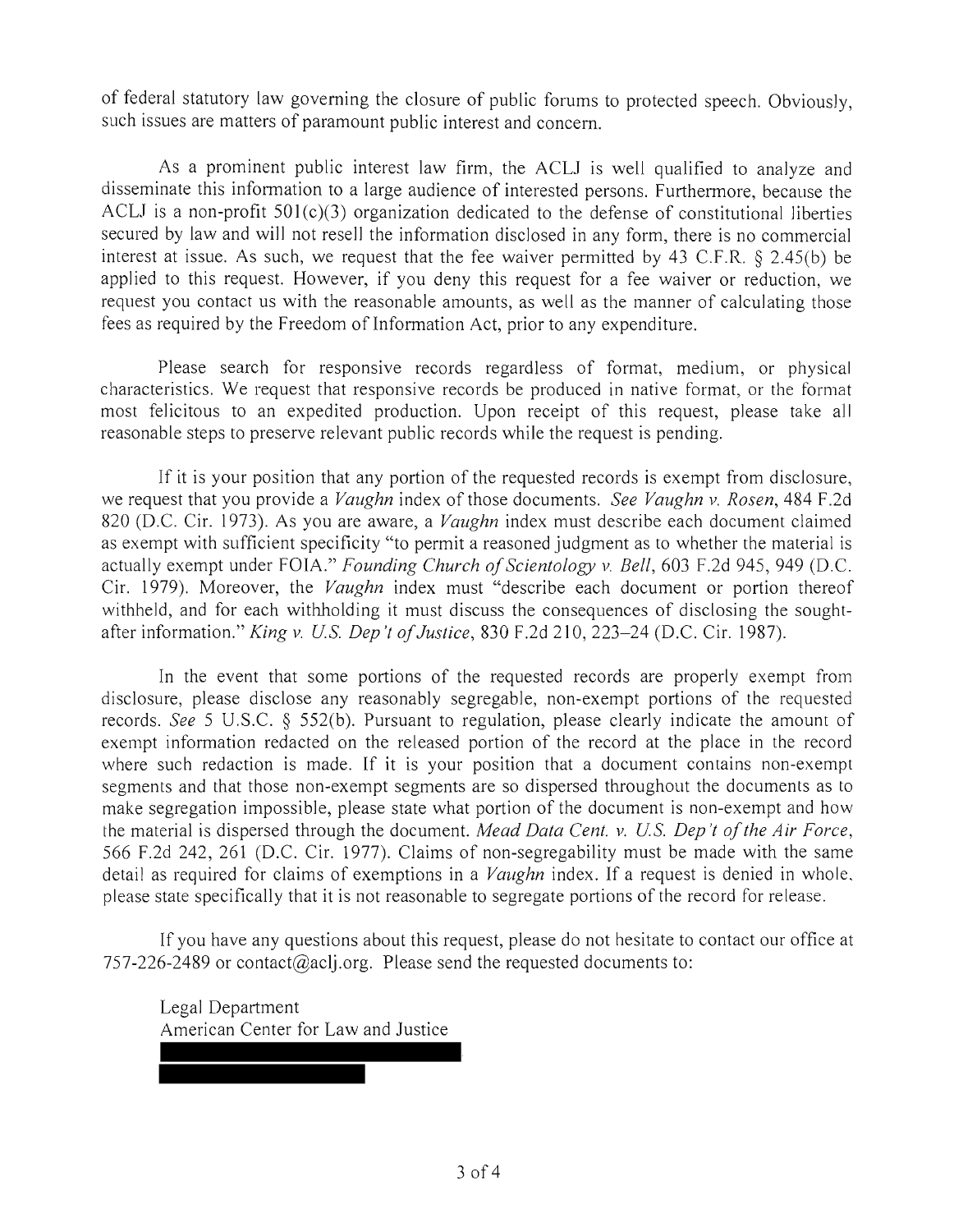of federal statutory law governing the closure of public forums to protected speech. Obviously, such issues are matters of paramount public interest and concern.

As a prominent public interest law firm, the ACLJ is well qualified to analyze and disseminate this information to a large audience of interested persons. Furthermore, because the ACLJ is a non-profit 501(c)(3) organization dedicated to the defense of constitutional liberties secured by law and will not resell the information disclosed in any form, there is no commercial interest at issue. As such, we request that the fee waiver permitted by 43 C.F.R. § 2.45(b) be applied to this request. However, if you deny this request for a fee waiver or reduction, we request you contact us with the reasonable amounts, as well as the manner of calculating those fees as required by the Freedom of Information Act, prior to any expenditure.

Please search for responsive records regardless of format, medium, or physical characteristics. We request that responsive records be produced in native format, or the format most felicitous to an expedited production. Upon receipt of this request, please take all reasonable steps to preserve relevant public records while the request is pending.

If it is your position that any portion of the requested records is exempt from disclosure, we request that you provide a *Vaughn* index of those documents. *See Vaughn v. Rosen*, 484 F.2d 820 (D.C. Cir. 1973). As you are aware, a *Vaughn* index must describe each document claimed as exempt with sufficient specificity "to permit a reasoned judgment as to whether the material is actually exempt under FOIA." *Founding Church of Scientology v. Bell*, 603 F.2d 945, 949 (D.C. Cir. 1979). Moreover, the *Vaughn* index must "describe each document or portion thereof withheld, and for each withholding it must discuss the consequences of disclosing the sought-after information." *King v. U.S. Dep't of Justice*, 830 F.2d 210, 223–24 (D.C. Cir. 1987).

In the event that some portions of the requested records are properly exempt from disclosure, please disclose any reasonably segregable, non-exempt portions of the requested records. *See* 5 U.S.C. § 552(b). Pursuant to regulation, please clearly indicate the amount of exempt information redacted on the released portion of the record at the place in the record where such redaction is made. If it is your position that a document contains non-exempt segments and that those non-exempt segments are so dispersed throughout the documents as to make segregation impossible, please state what portion of the document is non-exempt and how the material is dispersed through the document. *Mead Data Cent. v. U.S. Dep't of the Air Force*, 566 F.2d 242, 261 (D.C. Cir. 1977). Claims of non-segregability must be made with the same detail as required for claims of exemptions in a *Vaughn* index. If a request is denied in whole, please state specifically that it is not reasonable to segregate portions of the record for release.

If you have any questions about this request, please do not hesitate to contact our office at 757-226-2489 or contact@aclj.org. Please send the requested documents to:

Legal Department
American Center for Law and Justice
[REDACTED]
[REDACTED]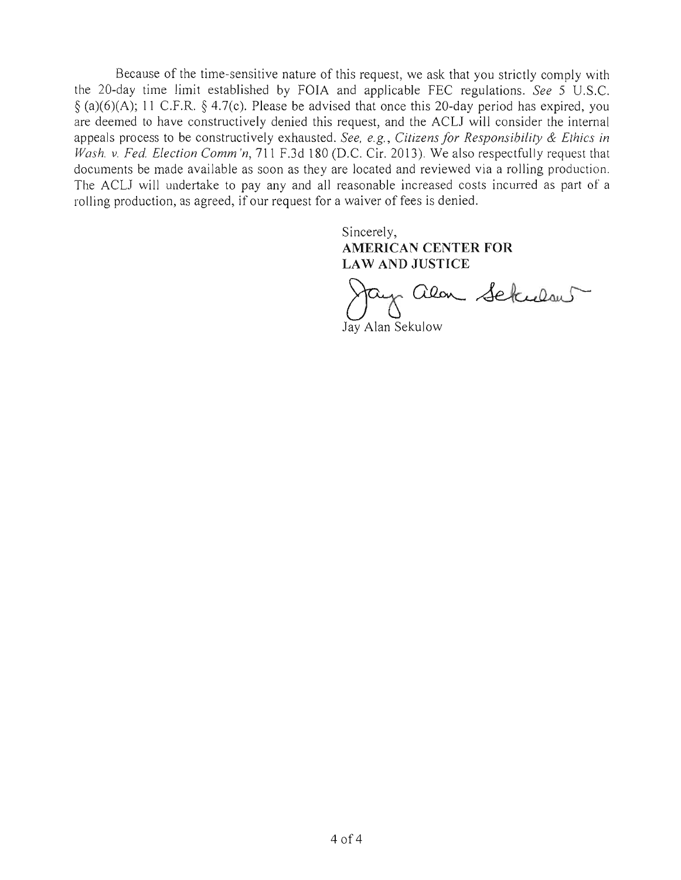Because of the time-sensitive nature of this request, we ask that you strictly comply with the 20-day time limit established by FOIA and applicable FEC regulations. *See* 5 U.S.C. § (a)(6)(A); 11 C.F.R. § 4.7(c). Please be advised that once this 20-day period has expired, you are deemed to have constructively denied this request, and the ACLJ will consider the internal appeals process to be constructively exhausted. *See, e.g.*, *Citizens for Responsibility & Ethics in Wash. v. Fed. Election Comm'n*, 711 F.3d 180 (D.C. Cir. 2013). We also respectfully request that documents be made available as soon as they are located and reviewed via a rolling production. The ACLJ will undertake to pay any and all reasonable increased costs incurred as part of a rolling production, as agreed, if our request for a waiver of fees is denied.

Sincerely,

**AMERICAN CENTER FOR LAW AND JUSTICE**

Jay Alan Sekulow